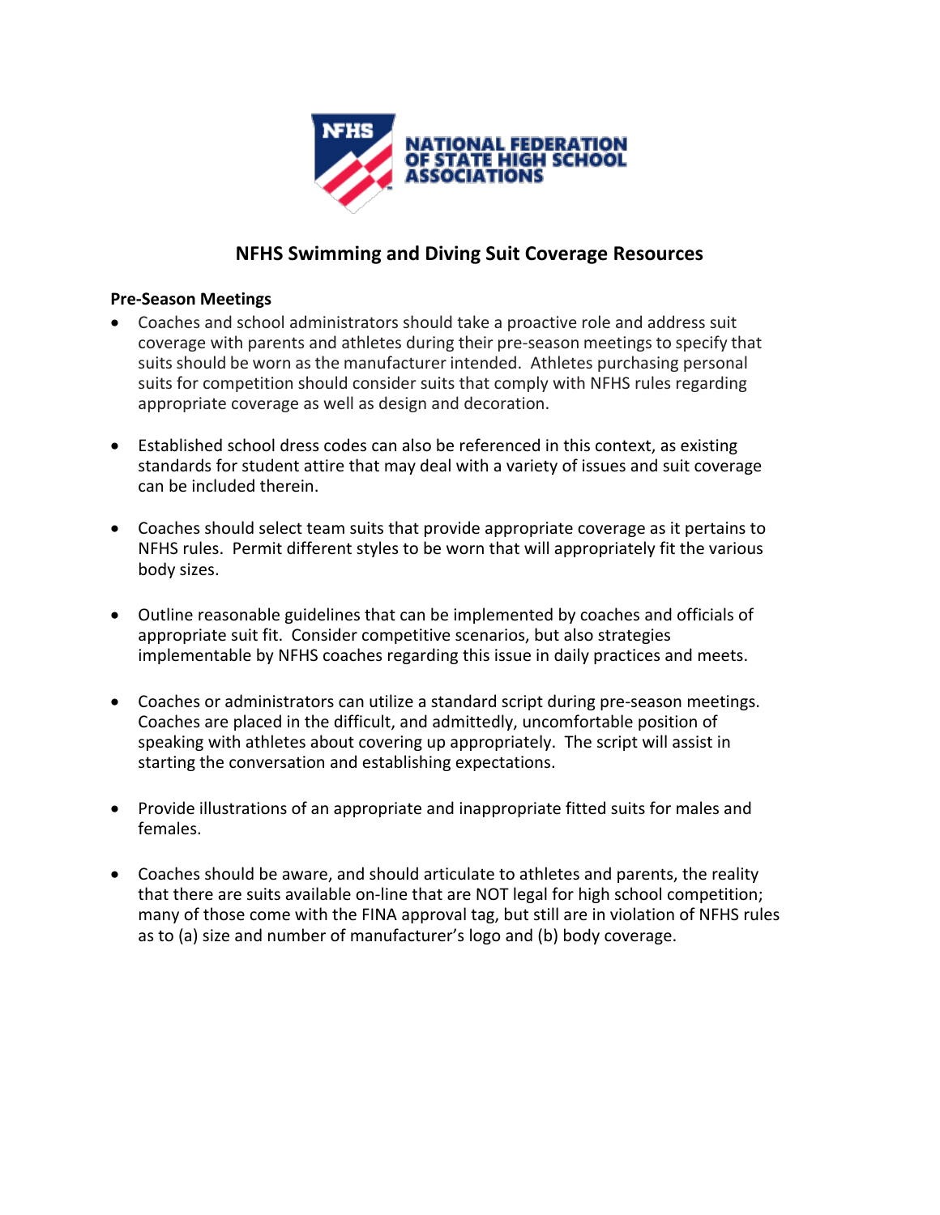NATIONAL FEDERATION OF STATE HIGH SCHOOL ASSOCIATIONS

# NFHS Swimming and Diving Suit Coverage Resources

**Pre-Season Meetings**

- Coaches and school administrators should take a proactive role and address suit coverage with parents and athletes during their pre-season meetings to specify that suits should be worn as the manufacturer intended. Athletes purchasing personal suits for competition should consider suits that comply with NFHS rules regarding appropriate coverage as well as design and decoration.

- Established school dress codes can also be referenced in this context, as existing standards for student attire that may deal with a variety of issues and suit coverage can be included therein.

- Coaches should select team suits that provide appropriate coverage as it pertains to NFHS rules. Permit different styles to be worn that will appropriately fit the various body sizes.

- Outline reasonable guidelines that can be implemented by coaches and officials of appropriate suit fit. Consider competitive scenarios, but also strategies implementable by NFHS coaches regarding this issue in daily practices and meets.

- Coaches or administrators can utilize a standard script during pre-season meetings. Coaches are placed in the difficult, and admittedly, uncomfortable position of speaking with athletes about covering up appropriately. The script will assist in starting the conversation and establishing expectations.

- Provide illustrations of an appropriate and inappropriate fitted suits for males and females.

- Coaches should be aware, and should articulate to athletes and parents, the reality that there are suits available on-line that are NOT legal for high school competition; many of those come with the FINA approval tag, but still are in violation of NFHS rules as to (a) size and number of manufacturer's logo and (b) body coverage.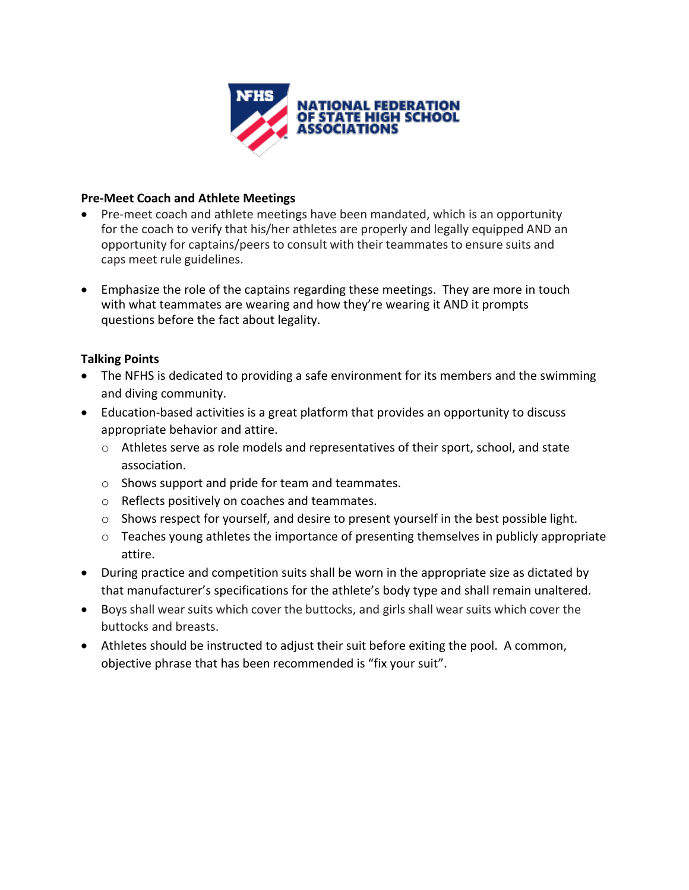**Pre-Meet Coach and Athlete Meetings**

- Pre-meet coach and athlete meetings have been mandated, which is an opportunity for the coach to verify that his/her athletes are properly and legally equipped AND an opportunity for captains/peers to consult with their teammates to ensure suits and caps meet rule guidelines.

- Emphasize the role of the captains regarding these meetings. They are more in touch with what teammates are wearing and how they're wearing it AND it prompts questions before the fact about legality.

**Talking Points**

- The NFHS is dedicated to providing a safe environment for its members and the swimming and diving community.
- Education-based activities is a great platform that provides an opportunity to discuss appropriate behavior and attire.
  - Athletes serve as role models and representatives of their sport, school, and state association.
  - Shows support and pride for team and teammates.
  - Reflects positively on coaches and teammates.
  - Shows respect for yourself, and desire to present yourself in the best possible light.
  - Teaches young athletes the importance of presenting themselves in publicly appropriate attire.
- During practice and competition suits shall be worn in the appropriate size as dictated by that manufacturer's specifications for the athlete's body type and shall remain unaltered.
- Boys shall wear suits which cover the buttocks, and girls shall wear suits which cover the buttocks and breasts.
- Athletes should be instructed to adjust their suit before exiting the pool. A common, objective phrase that has been recommended is "fix your suit".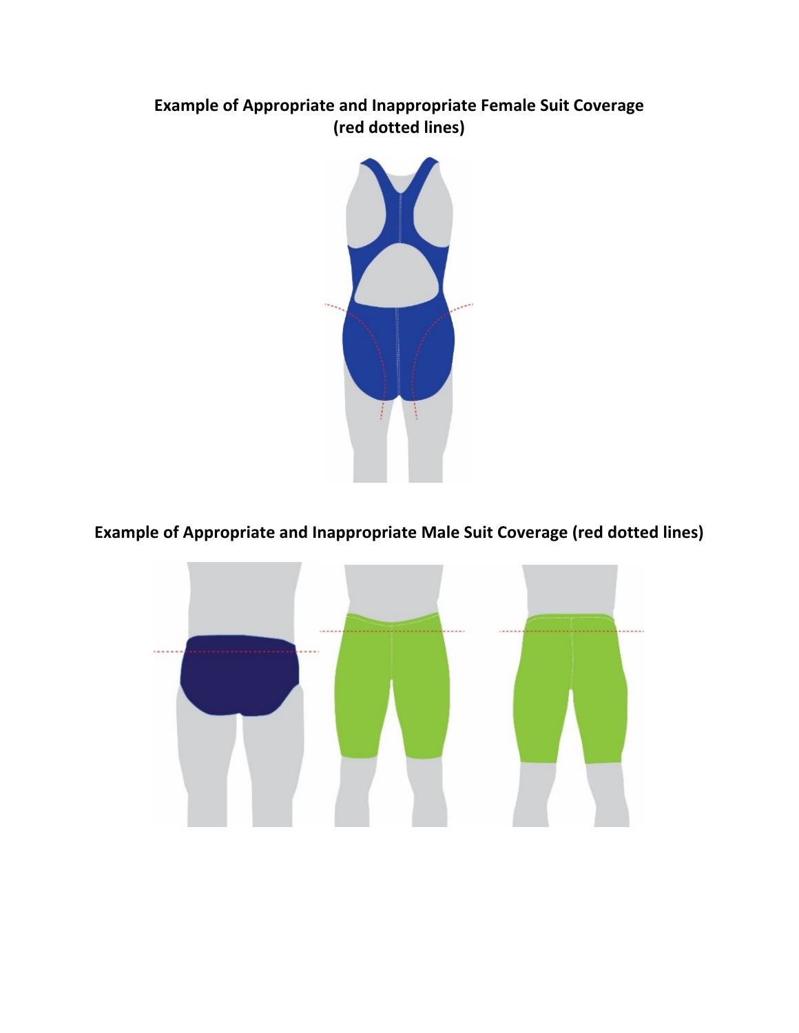**Example of Appropriate and Inappropriate Female Suit Coverage (red dotted lines)**

**Example of Appropriate and Inappropriate Male Suit Coverage (red dotted lines)**